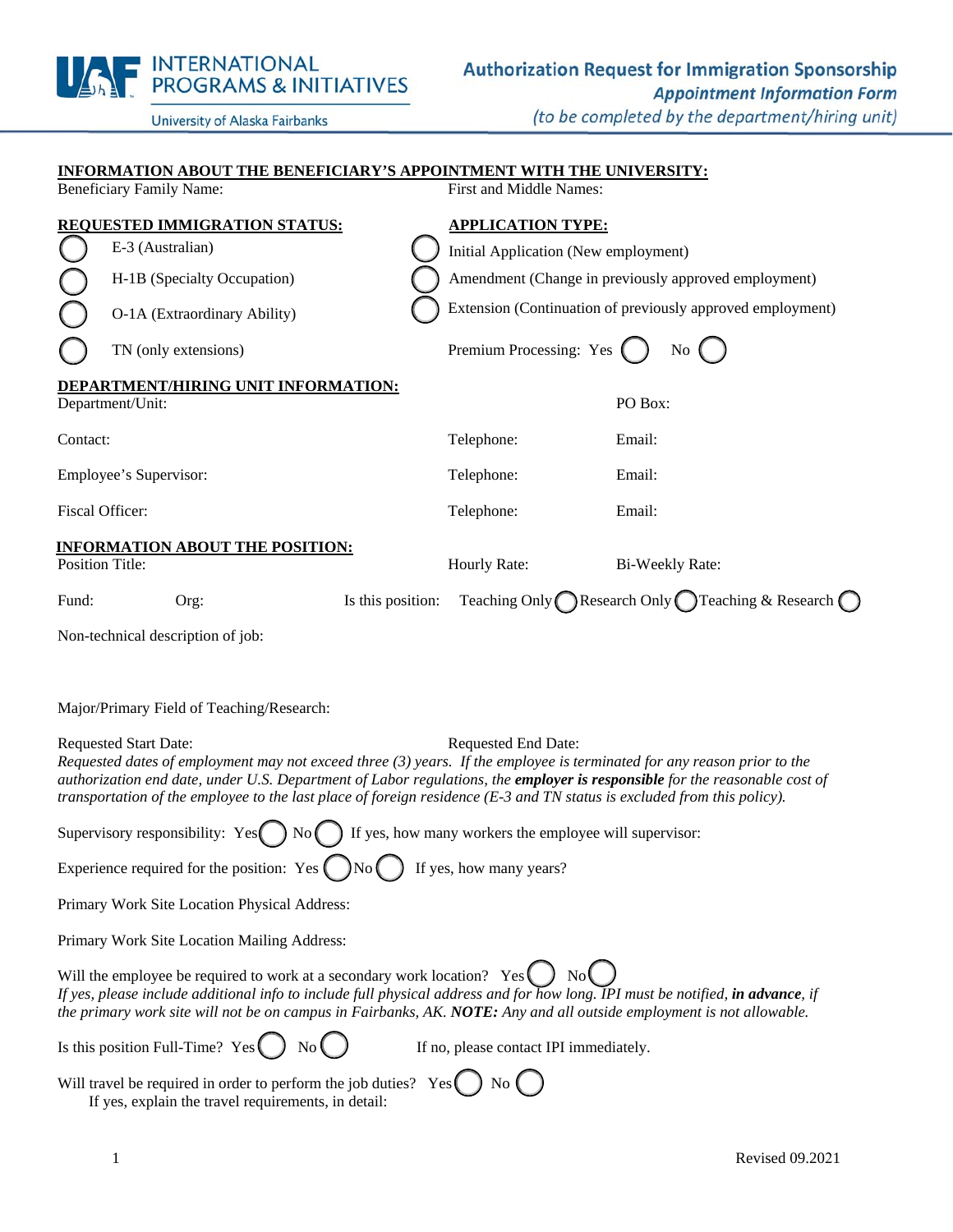INTERNATIONAL PROGRAMS & INITIATIVES

University of Alaska Fairbanks

# Authorization Request for Immigration Sponsorship

## *Appointment Information Form*

*(to be completed by the department/hiring unit)*

**INFORMATION ABOUT THE BENEFICIARY'S APPOINTMENT WITH THE UNIVERSITY:**

Beneficiary Family Name: First and Middle Names:

**REQUESTED IMMIGRATION STATUS:**

- ◯ E-3 (Australian)
- ◯ H-1B (Specialty Occupation)
- ◯ O-1A (Extraordinary Ability)
- ◯ TN (only extensions)

**APPLICATION TYPE:**

- ◯ Initial Application (New employment)
- ◯ Amendment (Change in previously approved employment)
- ◯ Extension (Continuation of previously approved employment)

Premium Processing: Yes ◯ No ◯

**DEPARTMENT/HIRING UNIT INFORMATION:**

Department/Unit: PO Box:

Contact: Telephone: Email:

Employee's Supervisor: Telephone: Email:

Fiscal Officer: Telephone: Email:

**INFORMATION ABOUT THE POSITION:**

Position Title: Hourly Rate: Bi-Weekly Rate:

Fund: Org: Is this position: Teaching Only ◯ Research Only ◯ Teaching & Research ◯

Non-technical description of job:

Major/Primary Field of Teaching/Research:

Requested Start Date: Requested End Date:

*Requested dates of employment may not exceed three (3) years. If the employee is terminated for any reason prior to the authorization end date, under U.S. Department of Labor regulations, the* ***employer is responsible*** *for the reasonable cost of transportation of the employee to the last place of foreign residence (E-3 and TN status is excluded from this policy).*

Supervisory responsibility: Yes ◯ No ◯ If yes, how many workers the employee will supervisor:

Experience required for the position: Yes ◯ No ◯ If yes, how many years?

Primary Work Site Location Physical Address:

Primary Work Site Location Mailing Address:

Will the employee be required to work at a secondary work location? Yes ◯ No ◯

*If yes, please include additional info to include full physical address and for how long. IPI must be notified,* ***in advance****, if the primary work site will not be on campus in Fairbanks, AK.* ***NOTE:*** *Any and all outside employment is not allowable.*

Is this position Full-Time? Yes ◯ No ◯ If no, please contact IPI immediately.

Will travel be required in order to perform the job duties? Yes ◯ No ◯

If yes, explain the travel requirements, in detail:

Revised 09.2021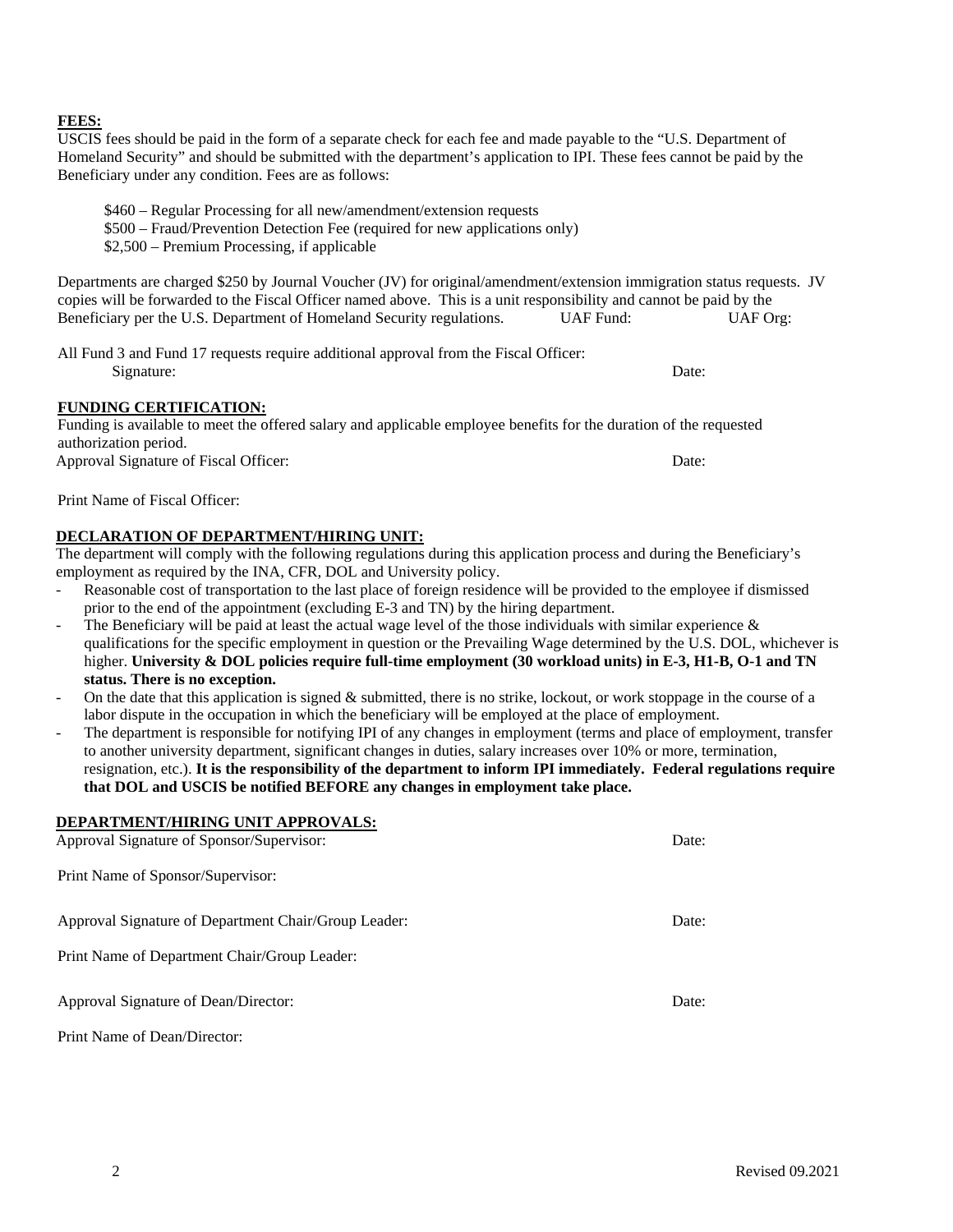**FEES:**

USCIS fees should be paid in the form of a separate check for each fee and made payable to the "U.S. Department of Homeland Security" and should be submitted with the department's application to IPI. These fees cannot be paid by the Beneficiary under any condition. Fees are as follows:

$460 – Regular Processing for all new/amendment/extension requests
$500 – Fraud/Prevention Detection Fee (required for new applications only)
$2,500 – Premium Processing, if applicable

Departments are charged $250 by Journal Voucher (JV) for original/amendment/extension immigration status requests. JV copies will be forwarded to the Fiscal Officer named above. This is a unit responsibility and cannot be paid by the Beneficiary per the U.S. Department of Homeland Security regulations. UAF Fund: UAF Org:

All Fund 3 and Fund 17 requests require additional approval from the Fiscal Officer:
Signature: Date:

**FUNDING CERTIFICATION:**

Funding is available to meet the offered salary and applicable employee benefits for the duration of the requested authorization period.
Approval Signature of Fiscal Officer: Date:

Print Name of Fiscal Officer:

**DECLARATION OF DEPARTMENT/HIRING UNIT:**

The department will comply with the following regulations during this application process and during the Beneficiary's employment as required by the INA, CFR, DOL and University policy.

- Reasonable cost of transportation to the last place of foreign residence will be provided to the employee if dismissed prior to the end of the appointment (excluding E-3 and TN) by the hiring department.
- The Beneficiary will be paid at least the actual wage level of the those individuals with similar experience & qualifications for the specific employment in question or the Prevailing Wage determined by the U.S. DOL, whichever is higher. **University & DOL policies require full-time employment (30 workload units) in E-3, H1-B, O-1 and TN status. There is no exception.**
- On the date that this application is signed & submitted, there is no strike, lockout, or work stoppage in the course of a labor dispute in the occupation in which the beneficiary will be employed at the place of employment.
- The department is responsible for notifying IPI of any changes in employment (terms and place of employment, transfer to another university department, significant changes in duties, salary increases over 10% or more, termination, resignation, etc.). **It is the responsibility of the department to inform IPI immediately. Federal regulations require that DOL and USCIS be notified BEFORE any changes in employment take place.**

**DEPARTMENT/HIRING UNIT APPROVALS:**

Approval Signature of Sponsor/Supervisor: Date:

Print Name of Sponsor/Supervisor:

Approval Signature of Department Chair/Group Leader: Date:

Print Name of Department Chair/Group Leader:

Approval Signature of Dean/Director: Date:

Print Name of Dean/Director:

Revised 09.2021